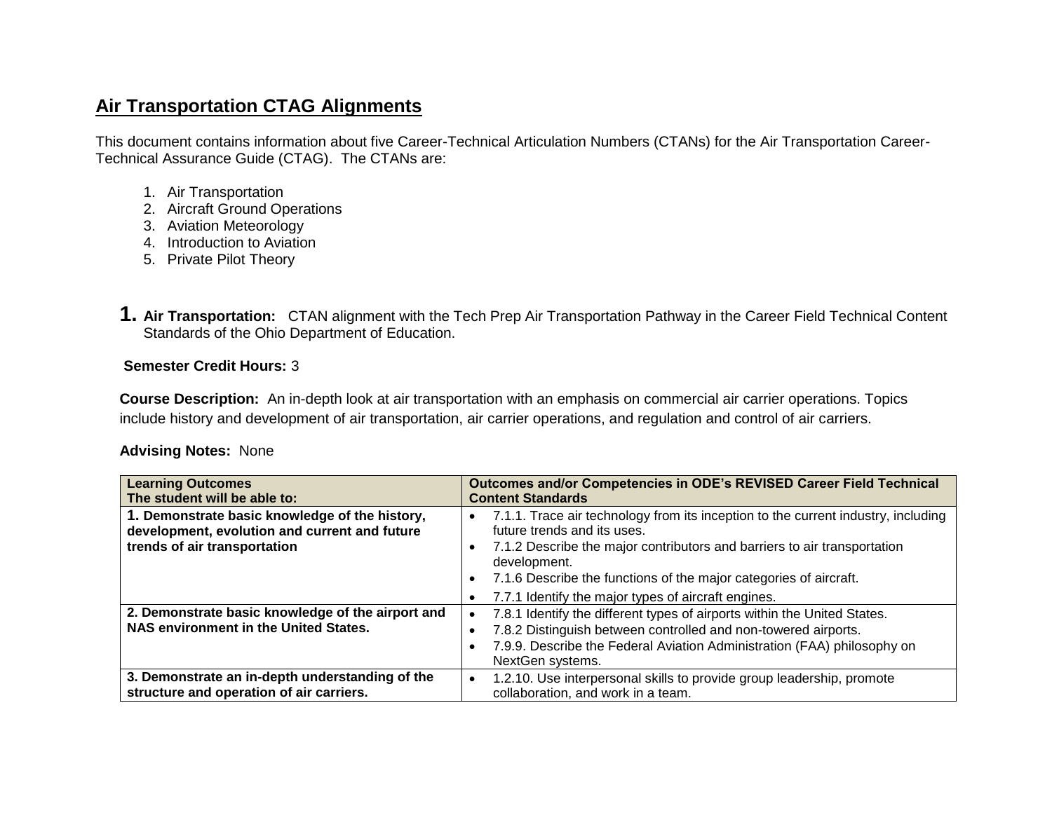# Air Transportation CTAG Alignments

This document contains information about five Career-Technical Articulation Numbers (CTANs) for the Air Transportation Career-Technical Assurance Guide (CTAG). The CTANs are:

1. Air Transportation
2. Aircraft Ground Operations
3. Aviation Meteorology
4. Introduction to Aviation
5. Private Pilot Theory

## 1. Air Transportation:

CTAN alignment with the Tech Prep Air Transportation Pathway in the Career Field Technical Content Standards of the Ohio Department of Education.

**Semester Credit Hours:** 3

**Course Description:** An in-depth look at air transportation with an emphasis on commercial air carrier operations. Topics include history and development of air transportation, air carrier operations, and regulation and control of air carriers.

**Advising Notes:** None

| Learning Outcomes<br>The student will be able to: | Outcomes and/or Competencies in ODE's REVISED Career Field Technical Content Standards |
| --- | --- |
| **1. Demonstrate basic knowledge of the history, development, evolution and current and future trends of air transportation** | • 7.1.1. Trace air technology from its inception to the current industry, including future trends and its uses.<br>• 7.1.2 Describe the major contributors and barriers to air transportation development.<br>• 7.1.6 Describe the functions of the major categories of aircraft.<br>• 7.7.1 Identify the major types of aircraft engines. |
| **2. Demonstrate basic knowledge of the airport and NAS environment in the United States.** | • 7.8.1 Identify the different types of airports within the United States.<br>• 7.8.2 Distinguish between controlled and non-towered airports.<br>• 7.9.9. Describe the Federal Aviation Administration (FAA) philosophy on NextGen systems. |
| **3. Demonstrate an in-depth understanding of the structure and operation of air carriers.** | • 1.2.10. Use interpersonal skills to provide group leadership, promote collaboration, and work in a team. |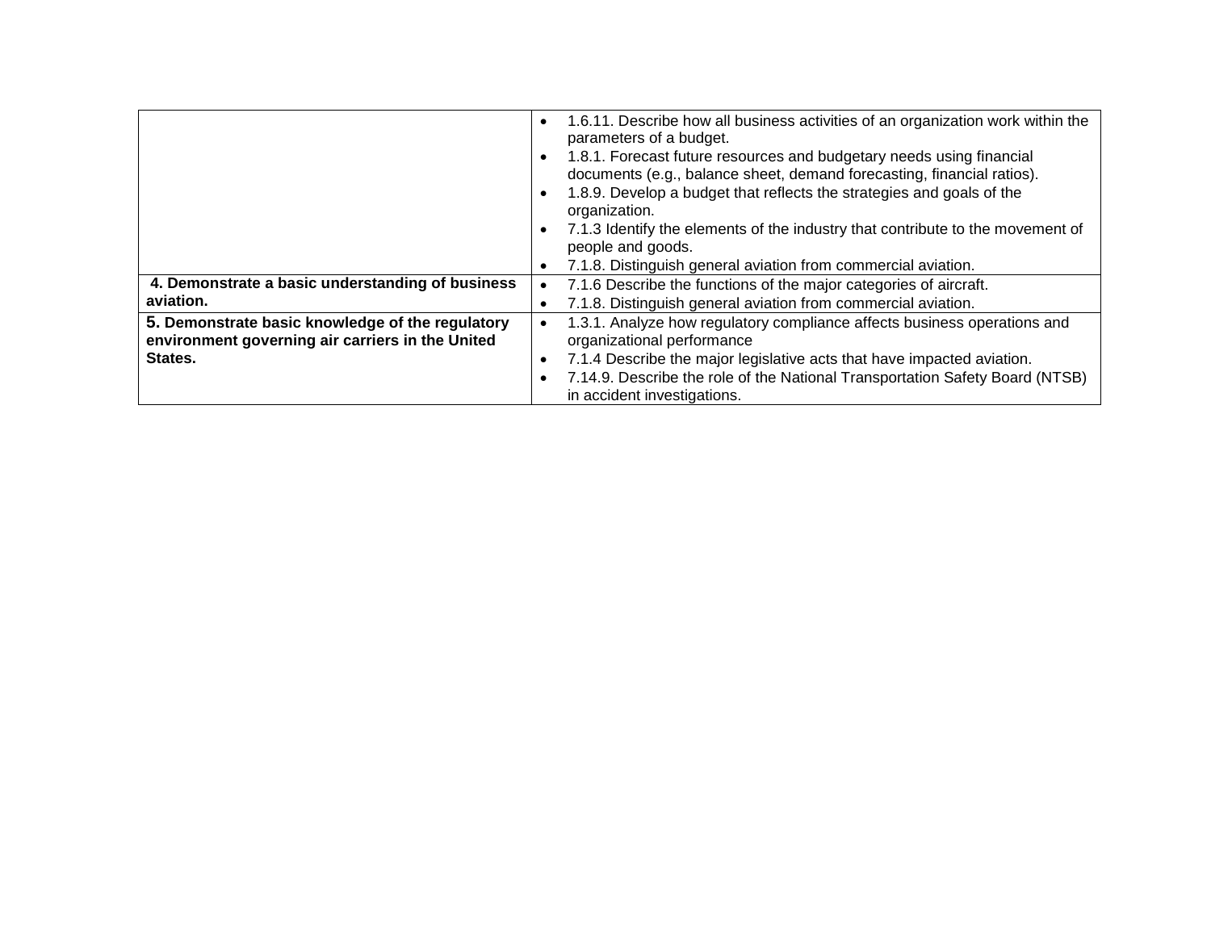| | |
|---|---|
| | • 1.6.11. Describe how all business activities of an organization work within the parameters of a budget.<br>• 1.8.1. Forecast future resources and budgetary needs using financial documents (e.g., balance sheet, demand forecasting, financial ratios).<br>• 1.8.9. Develop a budget that reflects the strategies and goals of the organization.<br>• 7.1.3 Identify the elements of the industry that contribute to the movement of people and goods.<br>• 7.1.8. Distinguish general aviation from commercial aviation. |
| **4. Demonstrate a basic understanding of business aviation.** | • 7.1.6 Describe the functions of the major categories of aircraft.<br>• 7.1.8. Distinguish general aviation from commercial aviation. |
| **5. Demonstrate basic knowledge of the regulatory environment governing air carriers in the United States.** | • 1.3.1. Analyze how regulatory compliance affects business operations and organizational performance<br>• 7.1.4 Describe the major legislative acts that have impacted aviation.<br>• 7.14.9. Describe the role of the National Transportation Safety Board (NTSB) in accident investigations. |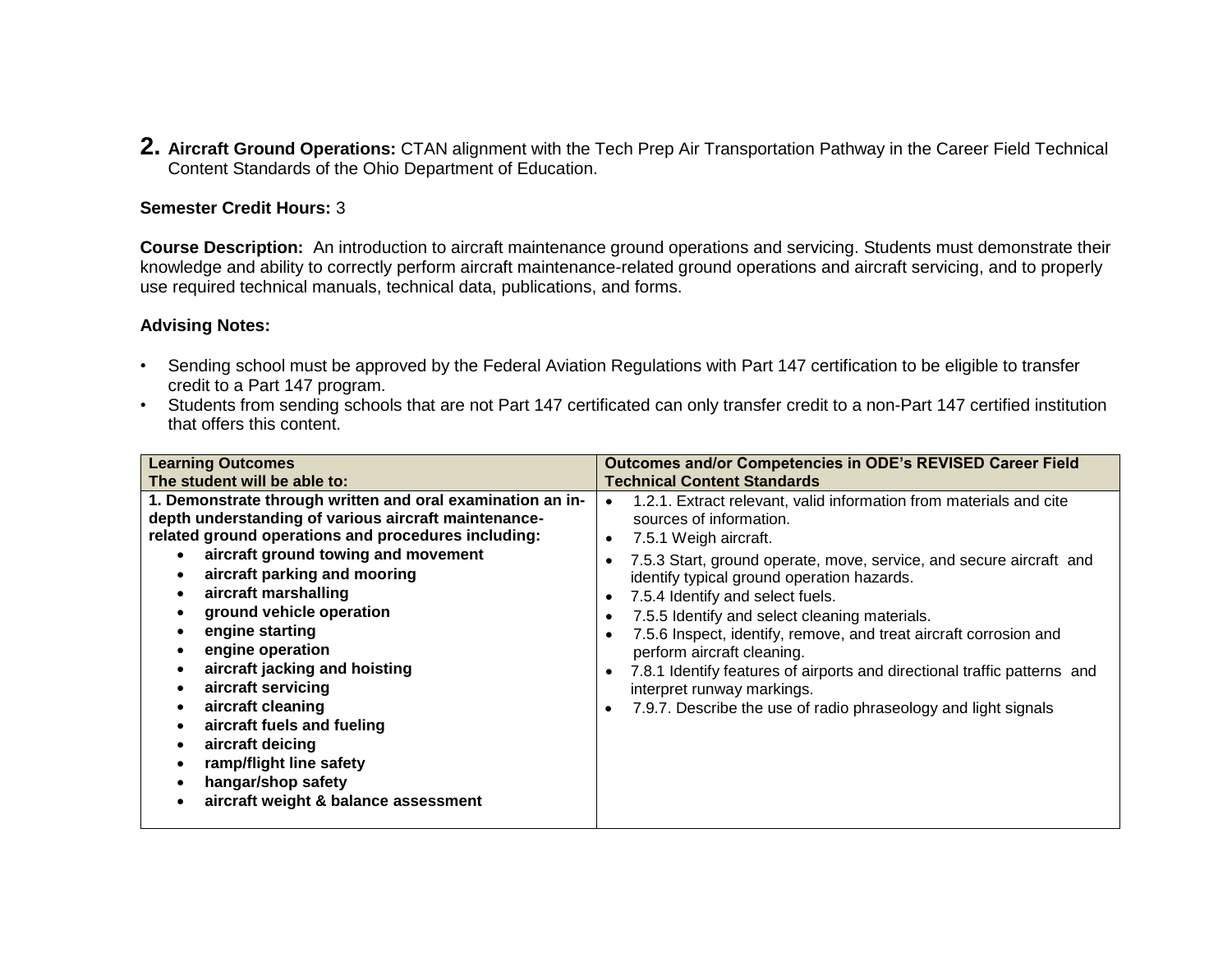## 2. **Aircraft Ground Operations:** CTAN alignment with the Tech Prep Air Transportation Pathway in the Career Field Technical Content Standards of the Ohio Department of Education.

**Semester Credit Hours:** 3

**Course Description:** An introduction to aircraft maintenance ground operations and servicing. Students must demonstrate their knowledge and ability to correctly perform aircraft maintenance-related ground operations and aircraft servicing, and to properly use required technical manuals, technical data, publications, and forms.

**Advising Notes:**

- Sending school must be approved by the Federal Aviation Regulations with Part 147 certification to be eligible to transfer credit to a Part 147 program.
- Students from sending schools that are not Part 147 certificated can only transfer credit to a non-Part 147 certified institution that offers this content.

| **Learning Outcomes**<br>**The student will be able to:** | **Outcomes and/or Competencies in ODE's REVISED Career Field Technical Content Standards** |
|---|---|
| **1. Demonstrate through written and oral examination an in-depth understanding of various aircraft maintenance-related ground operations and procedures including:**<br>• **aircraft ground towing and movement**<br>• **aircraft parking and mooring**<br>• **aircraft marshalling**<br>• **ground vehicle operation**<br>• **engine starting**<br>• **engine operation**<br>• **aircraft jacking and hoisting**<br>• **aircraft servicing**<br>• **aircraft cleaning**<br>• **aircraft fuels and fueling**<br>• **aircraft deicing**<br>• **ramp/flight line safety**<br>• **hangar/shop safety**<br>• **aircraft weight & balance assessment** | • 1.2.1. Extract relevant, valid information from materials and cite sources of information.<br>• 7.5.1 Weigh aircraft.<br>• 7.5.3 Start, ground operate, move, service, and secure aircraft and identify typical ground operation hazards.<br>• 7.5.4 Identify and select fuels.<br>• 7.5.5 Identify and select cleaning materials.<br>• 7.5.6 Inspect, identify, remove, and treat aircraft corrosion and perform aircraft cleaning.<br>• 7.8.1 Identify features of airports and directional traffic patterns and interpret runway markings.<br>• 7.9.7. Describe the use of radio phraseology and light signals |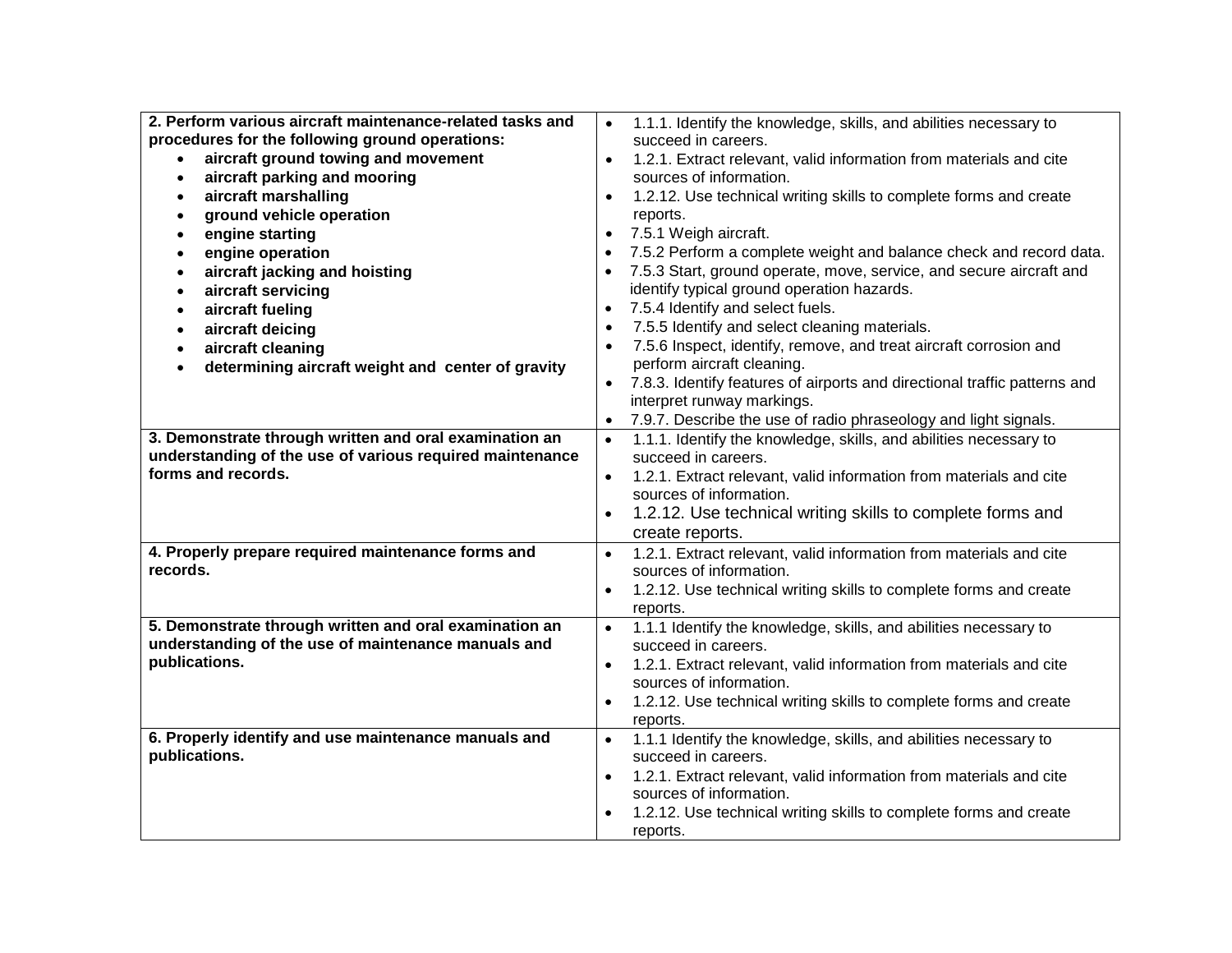| | |
|---|---|
| **2. Perform various aircraft maintenance-related tasks and procedures for the following ground operations:**<br>• **aircraft ground towing and movement**<br>• **aircraft parking and mooring**<br>• **aircraft marshalling**<br>• **ground vehicle operation**<br>• **engine starting**<br>• **engine operation**<br>• **aircraft jacking and hoisting**<br>• **aircraft servicing**<br>• **aircraft fueling**<br>• **aircraft deicing**<br>• **aircraft cleaning**<br>• **determining aircraft weight and center of gravity** | • 1.1.1. Identify the knowledge, skills, and abilities necessary to succeed in careers.<br>• 1.2.1. Extract relevant, valid information from materials and cite sources of information.<br>• 1.2.12. Use technical writing skills to complete forms and create reports.<br>• 7.5.1 Weigh aircraft.<br>• 7.5.2 Perform a complete weight and balance check and record data.<br>• 7.5.3 Start, ground operate, move, service, and secure aircraft and identify typical ground operation hazards.<br>• 7.5.4 Identify and select fuels.<br>• 7.5.5 Identify and select cleaning materials.<br>• 7.5.6 Inspect, identify, remove, and treat aircraft corrosion and perform aircraft cleaning.<br>• 7.8.3. Identify features of airports and directional traffic patterns and interpret runway markings.<br>• 7.9.7. Describe the use of radio phraseology and light signals. |
| **3. Demonstrate through written and oral examination an understanding of the use of various required maintenance forms and records.** | • 1.1.1. Identify the knowledge, skills, and abilities necessary to succeed in careers.<br>• 1.2.1. Extract relevant, valid information from materials and cite sources of information.<br>• 1.2.12. Use technical writing skills to complete forms and create reports. |
| **4. Properly prepare required maintenance forms and records.** | • 1.2.1. Extract relevant, valid information from materials and cite sources of information.<br>• 1.2.12. Use technical writing skills to complete forms and create reports. |
| **5. Demonstrate through written and oral examination an understanding of the use of maintenance manuals and publications.** | • 1.1.1 Identify the knowledge, skills, and abilities necessary to succeed in careers.<br>• 1.2.1. Extract relevant, valid information from materials and cite sources of information.<br>• 1.2.12. Use technical writing skills to complete forms and create reports. |
| **6. Properly identify and use maintenance manuals and publications.** | • 1.1.1 Identify the knowledge, skills, and abilities necessary to succeed in careers.<br>• 1.2.1. Extract relevant, valid information from materials and cite sources of information.<br>• 1.2.12. Use technical writing skills to complete forms and create reports. |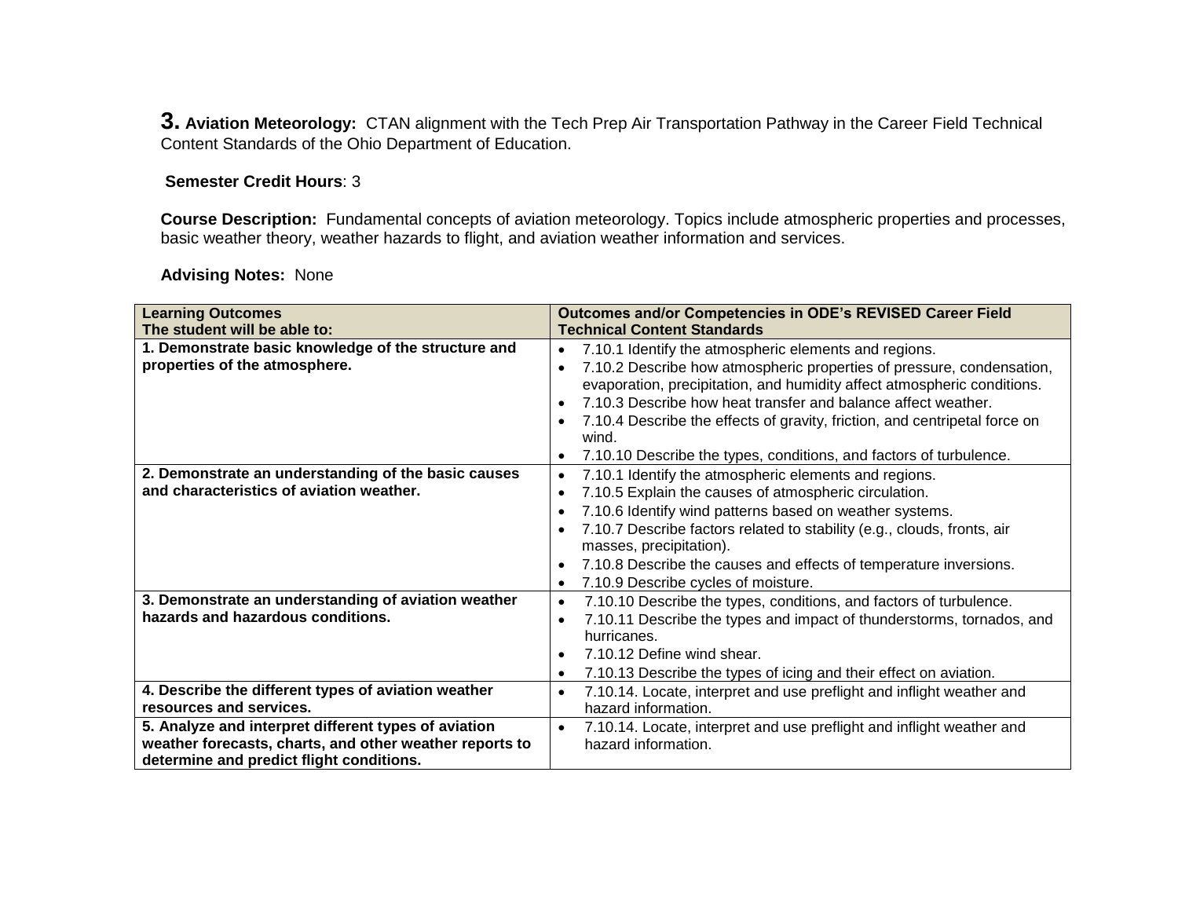**3. Aviation Meteorology:** CTAN alignment with the Tech Prep Air Transportation Pathway in the Career Field Technical Content Standards of the Ohio Department of Education.

**Semester Credit Hours**: 3

**Course Description:** Fundamental concepts of aviation meteorology. Topics include atmospheric properties and processes, basic weather theory, weather hazards to flight, and aviation weather information and services.

**Advising Notes:** None

| Learning Outcomes<br>The student will be able to: | Outcomes and/or Competencies in ODE's REVISED Career Field Technical Content Standards |
|---|---|
| **1. Demonstrate basic knowledge of the structure and properties of the atmosphere.** | • 7.10.1 Identify the atmospheric elements and regions.<br>• 7.10.2 Describe how atmospheric properties of pressure, condensation, evaporation, precipitation, and humidity affect atmospheric conditions.<br>• 7.10.3 Describe how heat transfer and balance affect weather.<br>• 7.10.4 Describe the effects of gravity, friction, and centripetal force on wind.<br>• 7.10.10 Describe the types, conditions, and factors of turbulence. |
| **2. Demonstrate an understanding of the basic causes and characteristics of aviation weather.** | • 7.10.1 Identify the atmospheric elements and regions.<br>• 7.10.5 Explain the causes of atmospheric circulation.<br>• 7.10.6 Identify wind patterns based on weather systems.<br>• 7.10.7 Describe factors related to stability (e.g., clouds, fronts, air masses, precipitation).<br>• 7.10.8 Describe the causes and effects of temperature inversions.<br>• 7.10.9 Describe cycles of moisture. |
| **3. Demonstrate an understanding of aviation weather hazards and hazardous conditions.** | • 7.10.10 Describe the types, conditions, and factors of turbulence.<br>• 7.10.11 Describe the types and impact of thunderstorms, tornados, and hurricanes.<br>• 7.10.12 Define wind shear.<br>• 7.10.13 Describe the types of icing and their effect on aviation. |
| **4. Describe the different types of aviation weather resources and services.** | • 7.10.14. Locate, interpret and use preflight and inflight weather and hazard information. |
| **5. Analyze and interpret different types of aviation weather forecasts, charts, and other weather reports to determine and predict flight conditions.** | • 7.10.14. Locate, interpret and use preflight and inflight weather and hazard information. |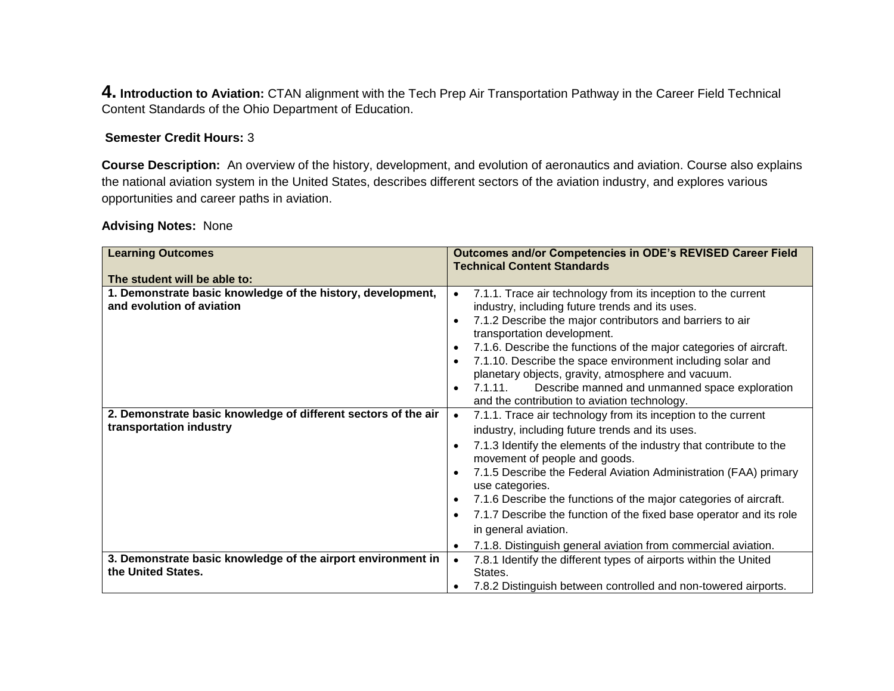**4. Introduction to Aviation:** CTAN alignment with the Tech Prep Air Transportation Pathway in the Career Field Technical Content Standards of the Ohio Department of Education.

**Semester Credit Hours:** 3

**Course Description:** An overview of the history, development, and evolution of aeronautics and aviation. Course also explains the national aviation system in the United States, describes different sectors of the aviation industry, and explores various opportunities and career paths in aviation.

**Advising Notes:** None

| **Learning Outcomes**<br><br>**The student will be able to:** | **Outcomes and/or Competencies in ODE's REVISED Career Field Technical Content Standards** |
|---|---|
| **1. Demonstrate basic knowledge of the history, development, and evolution of aviation** | • 7.1.1. Trace air technology from its inception to the current industry, including future trends and its uses.<br>• 7.1.2 Describe the major contributors and barriers to air transportation development.<br>• 7.1.6. Describe the functions of the major categories of aircraft.<br>• 7.1.10. Describe the space environment including solar and planetary objects, gravity, atmosphere and vacuum.<br>• 7.1.11. Describe manned and unmanned space exploration and the contribution to aviation technology. |
| **2. Demonstrate basic knowledge of different sectors of the air transportation industry** | • 7.1.1. Trace air technology from its inception to the current industry, including future trends and its uses.<br>• 7.1.3 Identify the elements of the industry that contribute to the movement of people and goods.<br>• 7.1.5 Describe the Federal Aviation Administration (FAA) primary use categories.<br>• 7.1.6 Describe the functions of the major categories of aircraft.<br>• 7.1.7 Describe the function of the fixed base operator and its role in general aviation.<br>• 7.1.8. Distinguish general aviation from commercial aviation. |
| **3. Demonstrate basic knowledge of the airport environment in the United States.** | • 7.8.1 Identify the different types of airports within the United States.<br>• 7.8.2 Distinguish between controlled and non-towered airports. |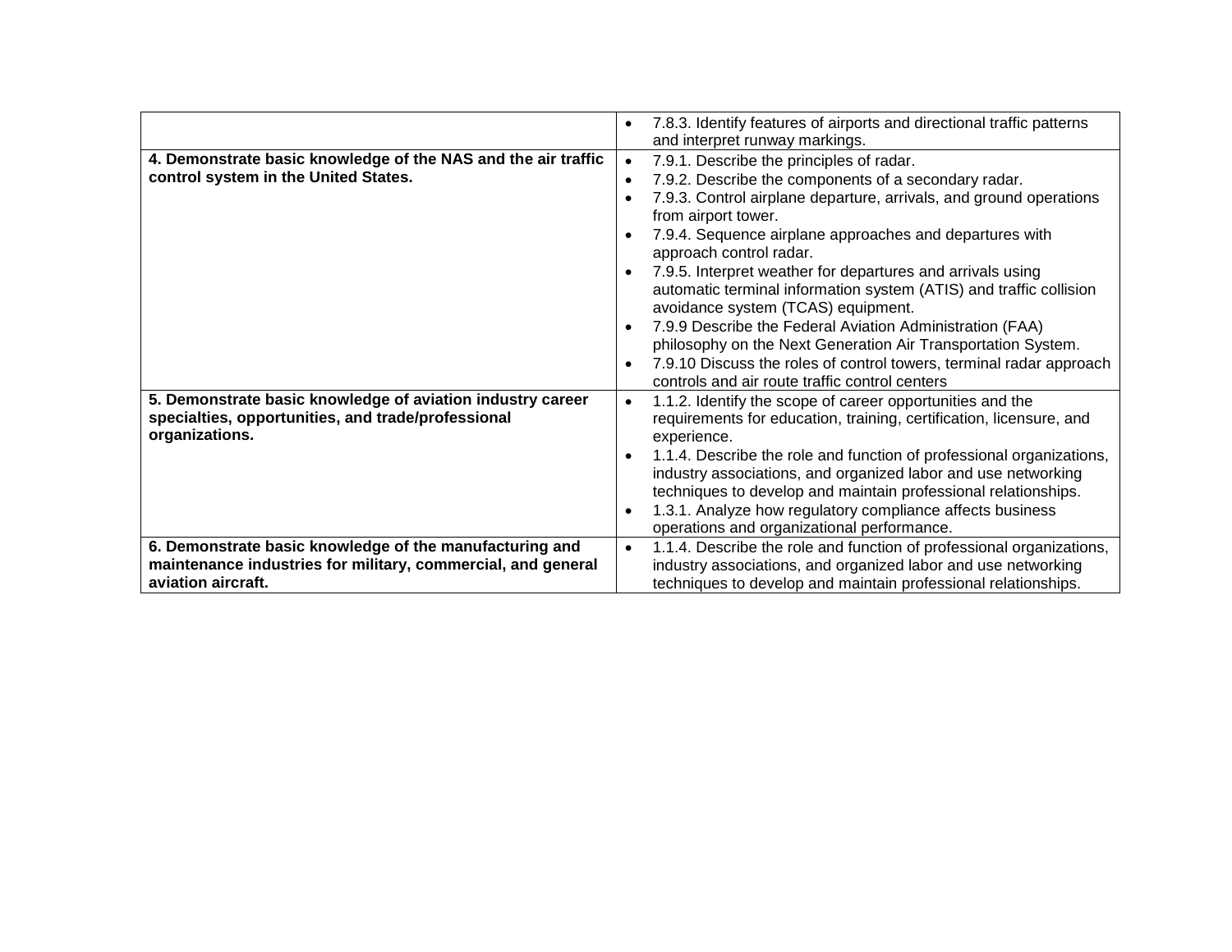| | |
|---|---|
| | • 7.8.3. Identify features of airports and directional traffic patterns and interpret runway markings. |
| **4. Demonstrate basic knowledge of the NAS and the air traffic control system in the United States.** | • 7.9.1. Describe the principles of radar.<br>• 7.9.2. Describe the components of a secondary radar.<br>• 7.9.3. Control airplane departure, arrivals, and ground operations from airport tower.<br>• 7.9.4. Sequence airplane approaches and departures with approach control radar.<br>• 7.9.5. Interpret weather for departures and arrivals using automatic terminal information system (ATIS) and traffic collision avoidance system (TCAS) equipment.<br>• 7.9.9 Describe the Federal Aviation Administration (FAA) philosophy on the Next Generation Air Transportation System.<br>• 7.9.10 Discuss the roles of control towers, terminal radar approach controls and air route traffic control centers |
| **5. Demonstrate basic knowledge of aviation industry career specialties, opportunities, and trade/professional organizations.** | • 1.1.2. Identify the scope of career opportunities and the requirements for education, training, certification, licensure, and experience.<br>• 1.1.4. Describe the role and function of professional organizations, industry associations, and organized labor and use networking techniques to develop and maintain professional relationships.<br>• 1.3.1. Analyze how regulatory compliance affects business operations and organizational performance. |
| **6. Demonstrate basic knowledge of the manufacturing and maintenance industries for military, commercial, and general aviation aircraft.** | • 1.1.4. Describe the role and function of professional organizations, industry associations, and organized labor and use networking techniques to develop and maintain professional relationships. |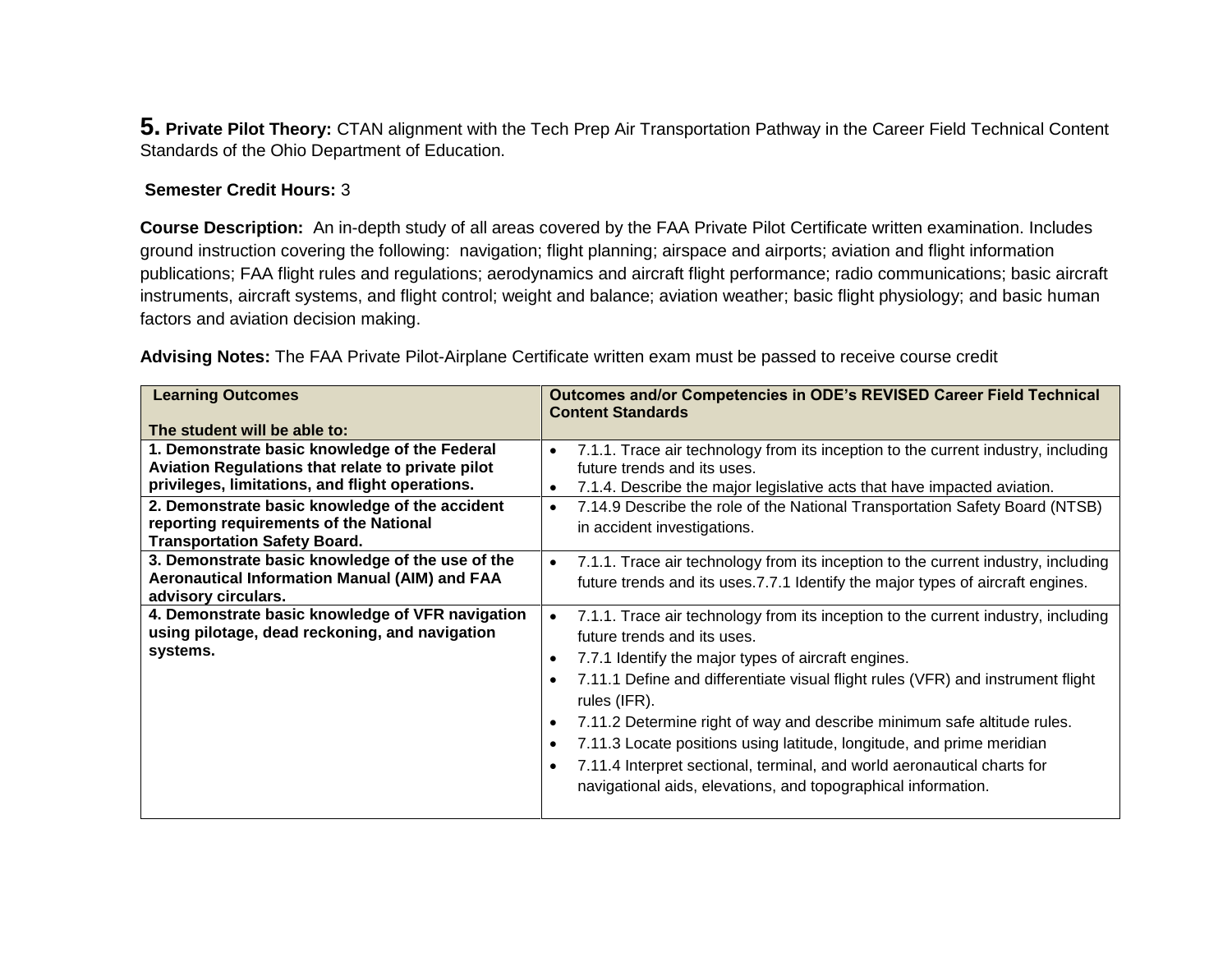**5. Private Pilot Theory:** CTAN alignment with the Tech Prep Air Transportation Pathway in the Career Field Technical Content Standards of the Ohio Department of Education.

**Semester Credit Hours:** 3

**Course Description:** An in-depth study of all areas covered by the FAA Private Pilot Certificate written examination. Includes ground instruction covering the following: navigation; flight planning; airspace and airports; aviation and flight information publications; FAA flight rules and regulations; aerodynamics and aircraft flight performance; radio communications; basic aircraft instruments, aircraft systems, and flight control; weight and balance; aviation weather; basic flight physiology; and basic human factors and aviation decision making.

**Advising Notes:** The FAA Private Pilot-Airplane Certificate written exam must be passed to receive course credit

| **Learning Outcomes**<br><br>**The student will be able to:** | **Outcomes and/or Competencies in ODE's REVISED Career Field Technical Content Standards** |
|---|---|
| **1. Demonstrate basic knowledge of the Federal Aviation Regulations that relate to private pilot privileges, limitations, and flight operations.** | • 7.1.1. Trace air technology from its inception to the current industry, including future trends and its uses.<br>• 7.1.4. Describe the major legislative acts that have impacted aviation. |
| **2. Demonstrate basic knowledge of the accident reporting requirements of the National Transportation Safety Board.** | • 7.14.9 Describe the role of the National Transportation Safety Board (NTSB) in accident investigations. |
| **3. Demonstrate basic knowledge of the use of the Aeronautical Information Manual (AIM) and FAA advisory circulars.** | • 7.1.1. Trace air technology from its inception to the current industry, including future trends and its uses.7.7.1 Identify the major types of aircraft engines. |
| **4. Demonstrate basic knowledge of VFR navigation using pilotage, dead reckoning, and navigation systems.** | • 7.1.1. Trace air technology from its inception to the current industry, including future trends and its uses.<br>• 7.7.1 Identify the major types of aircraft engines.<br>• 7.11.1 Define and differentiate visual flight rules (VFR) and instrument flight rules (IFR).<br>• 7.11.2 Determine right of way and describe minimum safe altitude rules.<br>• 7.11.3 Locate positions using latitude, longitude, and prime meridian<br>• 7.11.4 Interpret sectional, terminal, and world aeronautical charts for navigational aids, elevations, and topographical information. |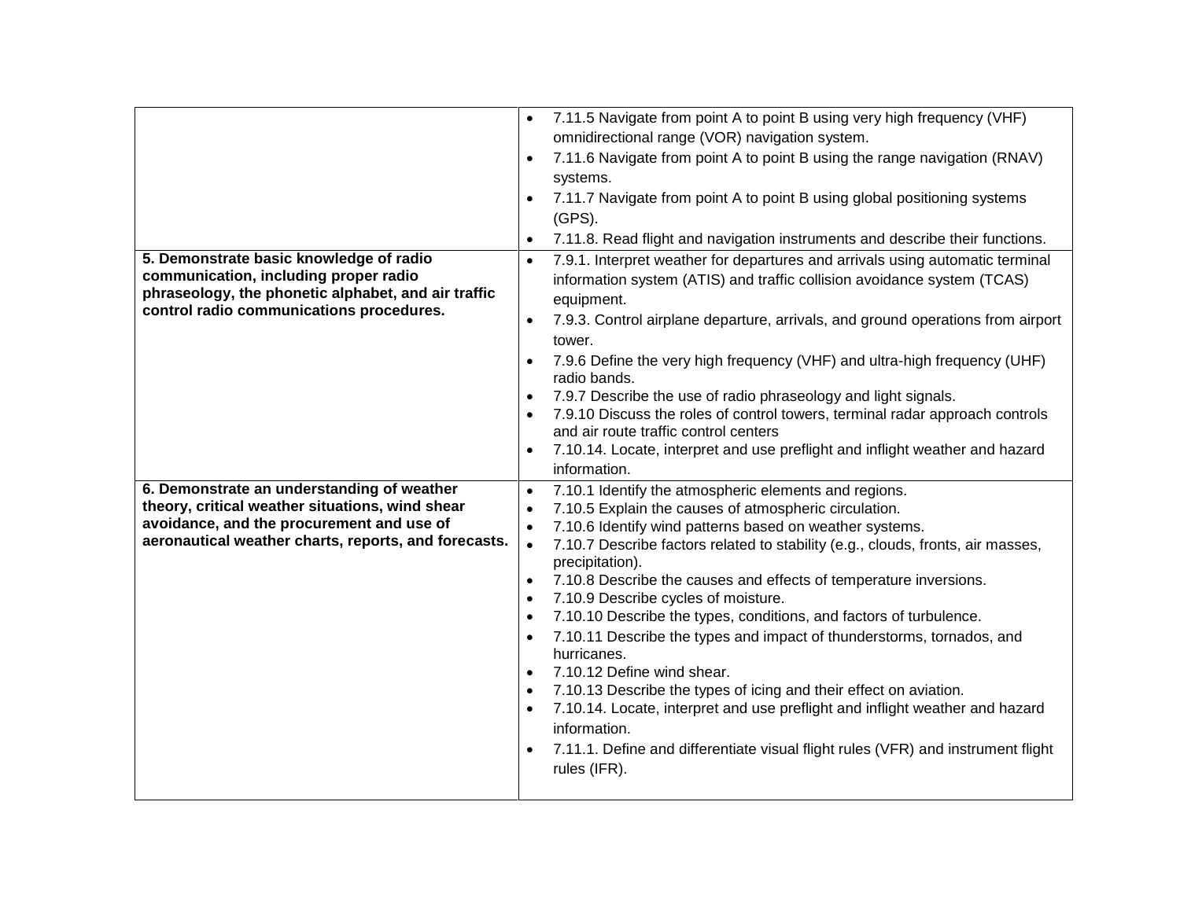| | |
|---|---|
| | • 7.11.5 Navigate from point A to point B using very high frequency (VHF) omnidirectional range (VOR) navigation system.<br>• 7.11.6 Navigate from point A to point B using the range navigation (RNAV) systems.<br>• 7.11.7 Navigate from point A to point B using global positioning systems (GPS).<br>• 7.11.8. Read flight and navigation instruments and describe their functions. |
| **5. Demonstrate basic knowledge of radio communication, including proper radio phraseology, the phonetic alphabet, and air traffic control radio communications procedures.** | • 7.9.1. Interpret weather for departures and arrivals using automatic terminal information system (ATIS) and traffic collision avoidance system (TCAS) equipment.<br>• 7.9.3. Control airplane departure, arrivals, and ground operations from airport tower.<br>• 7.9.6 Define the very high frequency (VHF) and ultra-high frequency (UHF) radio bands.<br>• 7.9.7 Describe the use of radio phraseology and light signals.<br>• 7.9.10 Discuss the roles of control towers, terminal radar approach controls and air route traffic control centers<br>• 7.10.14. Locate, interpret and use preflight and inflight weather and hazard information. |
| **6. Demonstrate an understanding of weather theory, critical weather situations, wind shear avoidance, and the procurement and use of aeronautical weather charts, reports, and forecasts.** | • 7.10.1 Identify the atmospheric elements and regions.<br>• 7.10.5 Explain the causes of atmospheric circulation.<br>• 7.10.6 Identify wind patterns based on weather systems.<br>• 7.10.7 Describe factors related to stability (e.g., clouds, fronts, air masses, precipitation).<br>• 7.10.8 Describe the causes and effects of temperature inversions.<br>• 7.10.9 Describe cycles of moisture.<br>• 7.10.10 Describe the types, conditions, and factors of turbulence.<br>• 7.10.11 Describe the types and impact of thunderstorms, tornados, and hurricanes.<br>• 7.10.12 Define wind shear.<br>• 7.10.13 Describe the types of icing and their effect on aviation.<br>• 7.10.14. Locate, interpret and use preflight and inflight weather and hazard information.<br>• 7.11.1. Define and differentiate visual flight rules (VFR) and instrument flight rules (IFR). |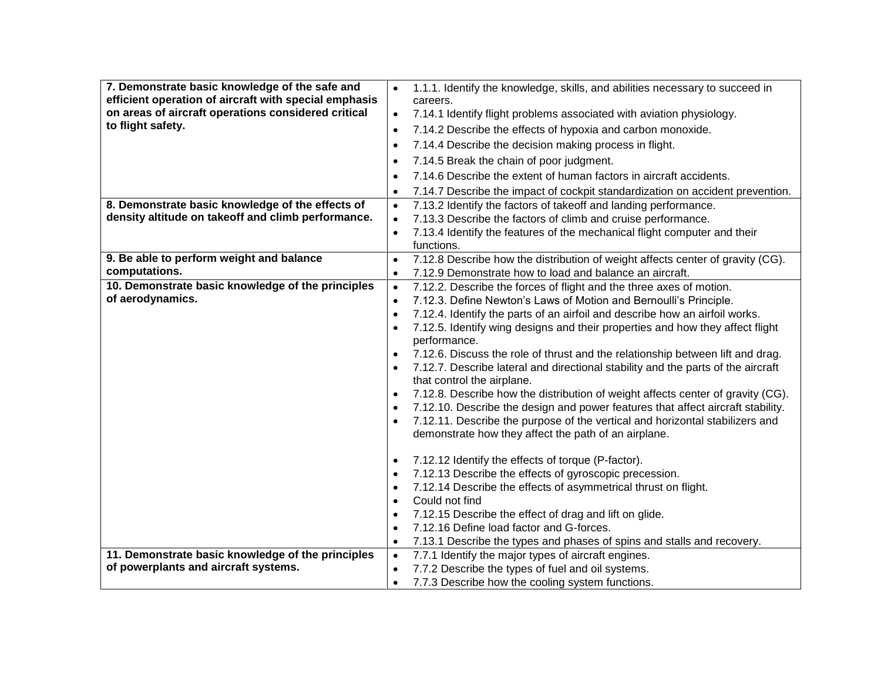| | |
|---|---|
| **7. Demonstrate basic knowledge of the safe and efficient operation of aircraft with special emphasis on areas of aircraft operations considered critical to flight safety.** | • 1.1.1. Identify the knowledge, skills, and abilities necessary to succeed in careers.<br>• 7.14.1 Identify flight problems associated with aviation physiology.<br>• 7.14.2 Describe the effects of hypoxia and carbon monoxide.<br>• 7.14.4 Describe the decision making process in flight.<br>• 7.14.5 Break the chain of poor judgment.<br>• 7.14.6 Describe the extent of human factors in aircraft accidents.<br>• 7.14.7 Describe the impact of cockpit standardization on accident prevention. |
| **8. Demonstrate basic knowledge of the effects of density altitude on takeoff and climb performance.** | • 7.13.2 Identify the factors of takeoff and landing performance.<br>• 7.13.3 Describe the factors of climb and cruise performance.<br>• 7.13.4 Identify the features of the mechanical flight computer and their functions. |
| **9. Be able to perform weight and balance computations.** | • 7.12.8 Describe how the distribution of weight affects center of gravity (CG).<br>• 7.12.9 Demonstrate how to load and balance an aircraft. |
| **10. Demonstrate basic knowledge of the principles of aerodynamics.** | • 7.12.2. Describe the forces of flight and the three axes of motion.<br>• 7.12.3. Define Newton's Laws of Motion and Bernoulli's Principle.<br>• 7.12.4. Identify the parts of an airfoil and describe how an airfoil works.<br>• 7.12.5. Identify wing designs and their properties and how they affect flight performance.<br>• 7.12.6. Discuss the role of thrust and the relationship between lift and drag.<br>• 7.12.7. Describe lateral and directional stability and the parts of the aircraft that control the airplane.<br>• 7.12.8. Describe how the distribution of weight affects center of gravity (CG).<br>• 7.12.10. Describe the design and power features that affect aircraft stability.<br>• 7.12.11. Describe the purpose of the vertical and horizontal stabilizers and demonstrate how they affect the path of an airplane.<br>• 7.12.12 Identify the effects of torque (P-factor).<br>• 7.12.13 Describe the effects of gyroscopic precession.<br>• 7.12.14 Describe the effects of asymmetrical thrust on flight.<br>• Could not find<br>• 7.12.15 Describe the effect of drag and lift on glide.<br>• 7.12.16 Define load factor and G-forces.<br>• 7.13.1 Describe the types and phases of spins and stalls and recovery. |
| **11. Demonstrate basic knowledge of the principles of powerplants and aircraft systems.** | • 7.7.1 Identify the major types of aircraft engines.<br>• 7.7.2 Describe the types of fuel and oil systems.<br>• 7.7.3 Describe how the cooling system functions. |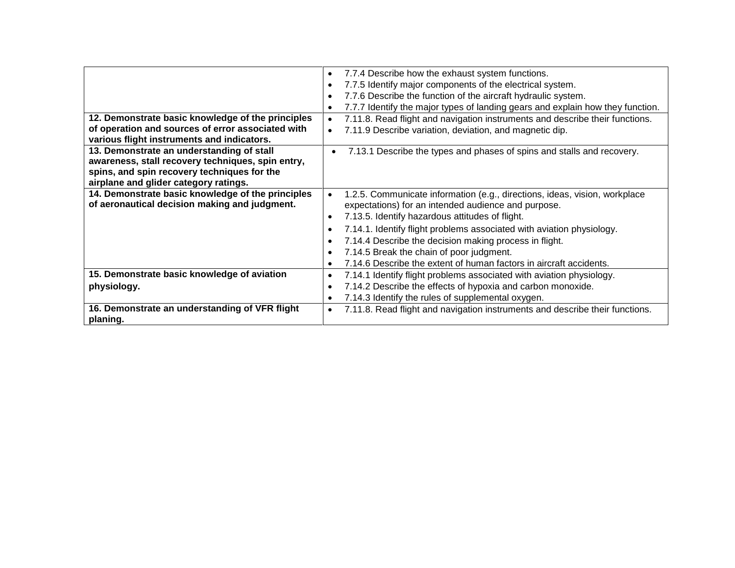| | |
|---|---|
| | • 7.7.4 Describe how the exhaust system functions.<br>• 7.7.5 Identify major components of the electrical system.<br>• 7.7.6 Describe the function of the aircraft hydraulic system.<br>• 7.7.7 Identify the major types of landing gears and explain how they function. |
| **12. Demonstrate basic knowledge of the principles of operation and sources of error associated with various flight instruments and indicators.** | • 7.11.8. Read flight and navigation instruments and describe their functions.<br>• 7.11.9 Describe variation, deviation, and magnetic dip. |
| **13. Demonstrate an understanding of stall awareness, stall recovery techniques, spin entry, spins, and spin recovery techniques for the airplane and glider category ratings.** | • 7.13.1 Describe the types and phases of spins and stalls and recovery. |
| **14. Demonstrate basic knowledge of the principles of aeronautical decision making and judgment.** | • 1.2.5. Communicate information (e.g., directions, ideas, vision, workplace expectations) for an intended audience and purpose.<br>• 7.13.5. Identify hazardous attitudes of flight.<br>• 7.14.1. Identify flight problems associated with aviation physiology.<br>• 7.14.4 Describe the decision making process in flight.<br>• 7.14.5 Break the chain of poor judgment.<br>• 7.14.6 Describe the extent of human factors in aircraft accidents. |
| **15. Demonstrate basic knowledge of aviation physiology.** | • 7.14.1 Identify flight problems associated with aviation physiology.<br>• 7.14.2 Describe the effects of hypoxia and carbon monoxide.<br>• 7.14.3 Identify the rules of supplemental oxygen. |
| **16. Demonstrate an understanding of VFR flight planing.** | • 7.11.8. Read flight and navigation instruments and describe their functions. |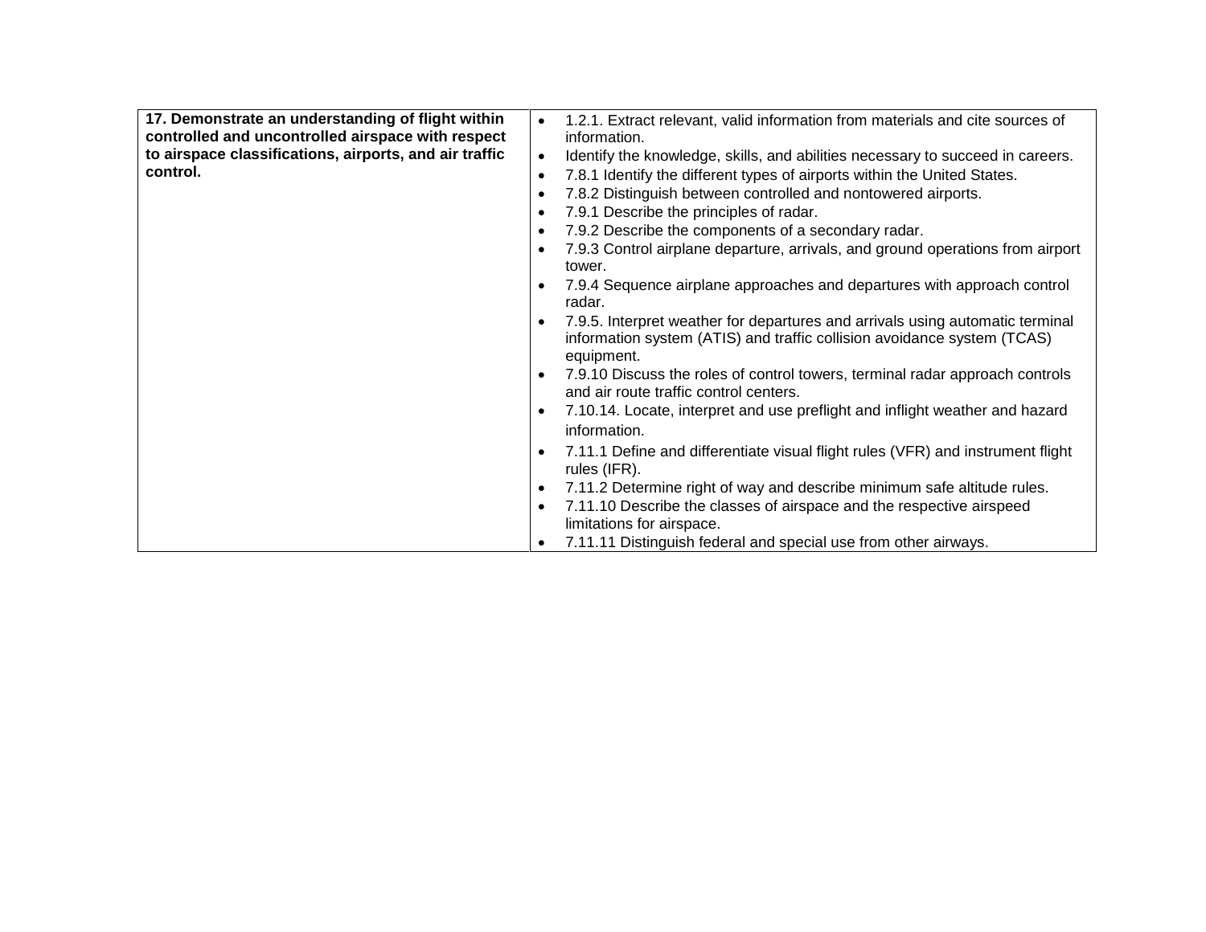| 17. Demonstrate an understanding of flight within controlled and uncontrolled airspace with respect to airspace classifications, airports, and air traffic control. | • 1.2.1. Extract relevant, valid information from materials and cite sources of information.<br>• Identify the knowledge, skills, and abilities necessary to succeed in careers.<br>• 7.8.1 Identify the different types of airports within the United States.<br>• 7.8.2 Distinguish between controlled and nontowered airports.<br>• 7.9.1 Describe the principles of radar.<br>• 7.9.2 Describe the components of a secondary radar.<br>• 7.9.3 Control airplane departure, arrivals, and ground operations from airport tower.<br>• 7.9.4 Sequence airplane approaches and departures with approach control radar.<br>• 7.9.5. Interpret weather for departures and arrivals using automatic terminal information system (ATIS) and traffic collision avoidance system (TCAS) equipment.<br>• 7.9.10 Discuss the roles of control towers, terminal radar approach controls and air route traffic control centers.<br>• 7.10.14. Locate, interpret and use preflight and inflight weather and hazard information.<br>• 7.11.1 Define and differentiate visual flight rules (VFR) and instrument flight rules (IFR).<br>• 7.11.2 Determine right of way and describe minimum safe altitude rules.<br>• 7.11.10 Describe the classes of airspace and the respective airspeed limitations for airspace.<br>• 7.11.11 Distinguish federal and special use from other airways. |
|---|---|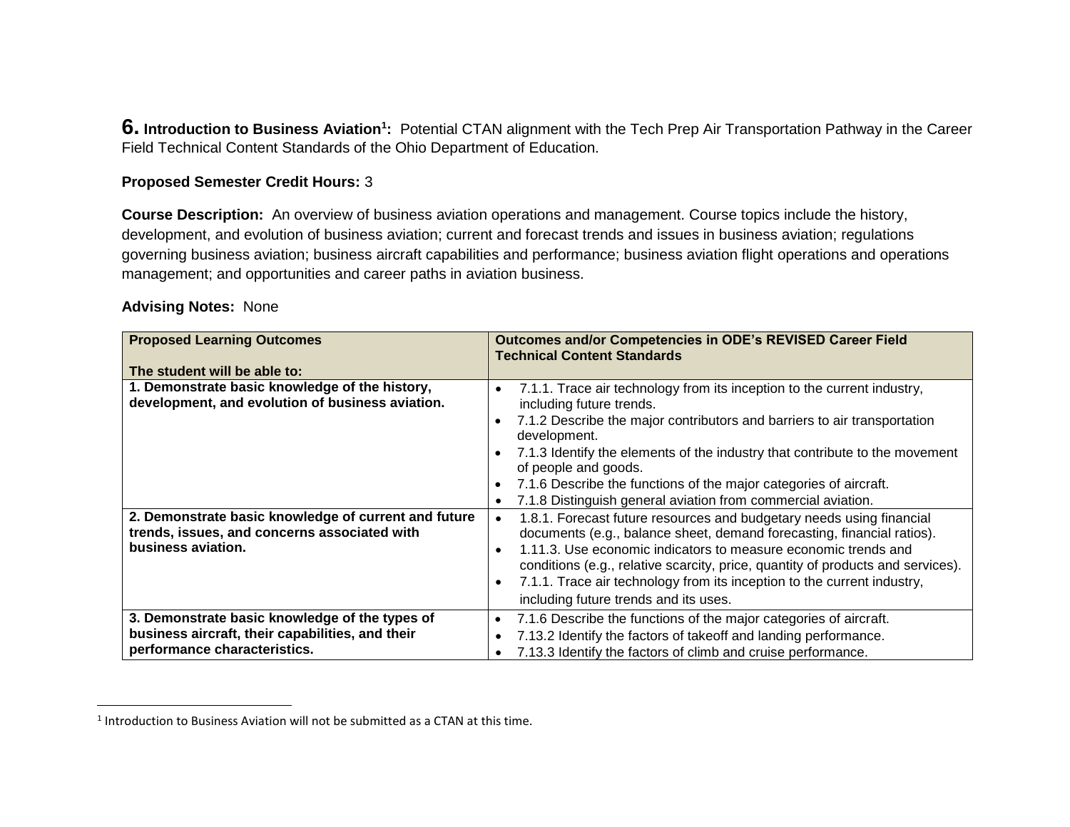**6. Introduction to Business Aviation[1]:** Potential CTAN alignment with the Tech Prep Air Transportation Pathway in the Career Field Technical Content Standards of the Ohio Department of Education.

**Proposed Semester Credit Hours:** 3

**Course Description:** An overview of business aviation operations and management. Course topics include the history, development, and evolution of business aviation; current and forecast trends and issues in business aviation; regulations governing business aviation; business aircraft capabilities and performance; business aviation flight operations and operations management; and opportunities and career paths in aviation business.

**Advising Notes:** None

| **Proposed Learning Outcomes**<br><br>**The student will be able to:** | **Outcomes and/or Competencies in ODE's REVISED Career Field Technical Content Standards** |
|---|---|
| **1. Demonstrate basic knowledge of the history, development, and evolution of business aviation.** | • 7.1.1. Trace air technology from its inception to the current industry, including future trends.<br>• 7.1.2 Describe the major contributors and barriers to air transportation development.<br>• 7.1.3 Identify the elements of the industry that contribute to the movement of people and goods.<br>• 7.1.6 Describe the functions of the major categories of aircraft.<br>• 7.1.8 Distinguish general aviation from commercial aviation. |
| **2. Demonstrate basic knowledge of current and future trends, issues, and concerns associated with business aviation.** | • 1.8.1. Forecast future resources and budgetary needs using financial documents (e.g., balance sheet, demand forecasting, financial ratios).<br>• 1.11.3. Use economic indicators to measure economic trends and conditions (e.g., relative scarcity, price, quantity of products and services).<br>• 7.1.1. Trace air technology from its inception to the current industry, including future trends and its uses. |
| **3. Demonstrate basic knowledge of the types of business aircraft, their capabilities, and their performance characteristics.** | • 7.1.6 Describe the functions of the major categories of aircraft.<br>• 7.13.2 Identify the factors of takeoff and landing performance.<br>• 7.13.3 Identify the factors of climb and cruise performance. |

[1] Introduction to Business Aviation will not be submitted as a CTAN at this time.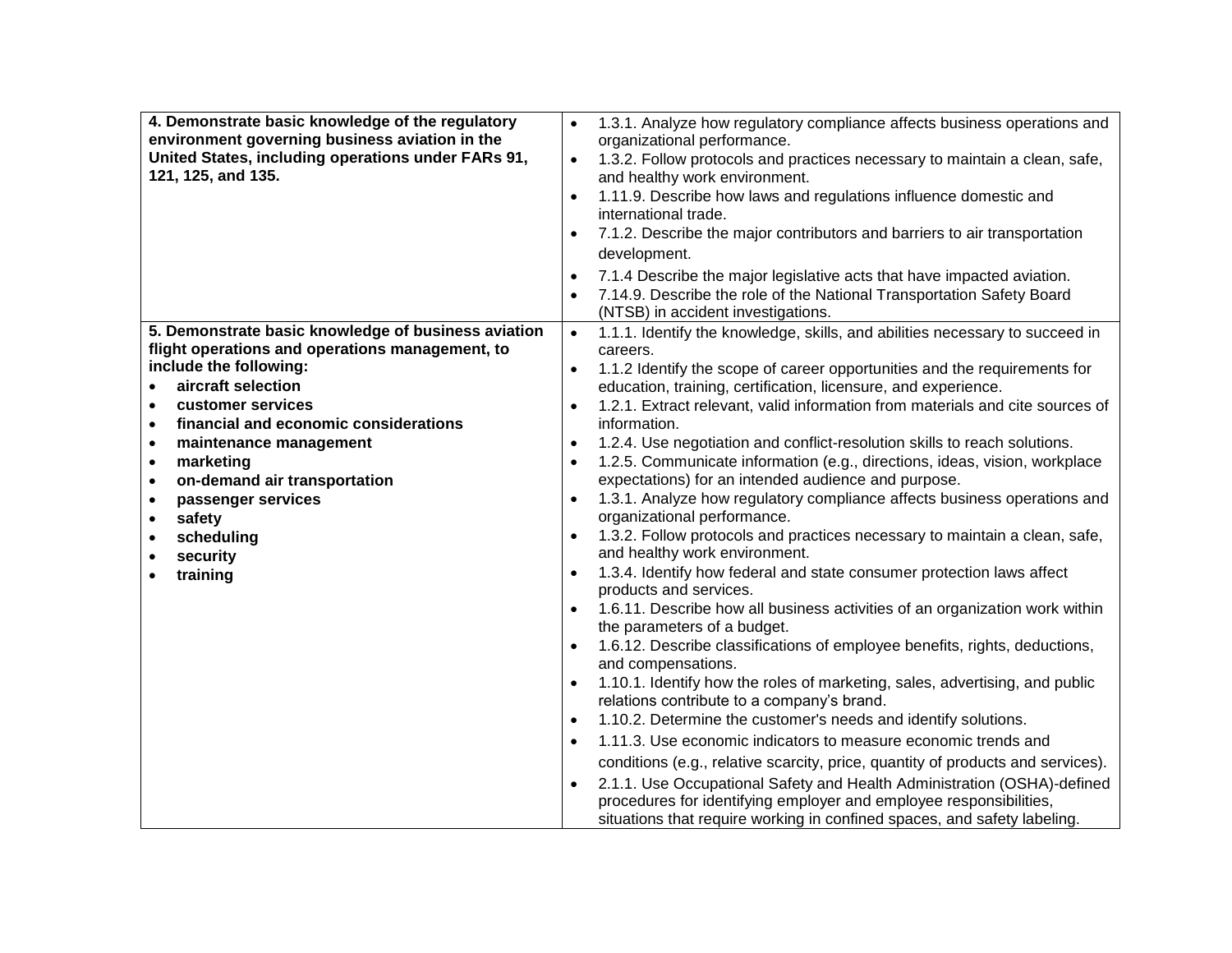| | |
|---|---|
| **4. Demonstrate basic knowledge of the regulatory environment governing business aviation in the United States, including operations under FARs 91, 121, 125, and 135.** | • 1.3.1. Analyze how regulatory compliance affects business operations and organizational performance.<br>• 1.3.2. Follow protocols and practices necessary to maintain a clean, safe, and healthy work environment.<br>• 1.11.9. Describe how laws and regulations influence domestic and international trade.<br>• 7.1.2. Describe the major contributors and barriers to air transportation development.<br>• 7.1.4 Describe the major legislative acts that have impacted aviation.<br>• 7.14.9. Describe the role of the National Transportation Safety Board (NTSB) in accident investigations. |
| **5. Demonstrate basic knowledge of business aviation flight operations and operations management, to include the following:**<br>• **aircraft selection**<br>• **customer services**<br>• **financial and economic considerations**<br>• **maintenance management**<br>• **marketing**<br>• **on-demand air transportation**<br>• **passenger services**<br>• **safety**<br>• **scheduling**<br>• **security**<br>• **training** | • 1.1.1. Identify the knowledge, skills, and abilities necessary to succeed in careers.<br>• 1.1.2 Identify the scope of career opportunities and the requirements for education, training, certification, licensure, and experience.<br>• 1.2.1. Extract relevant, valid information from materials and cite sources of information.<br>• 1.2.4. Use negotiation and conflict-resolution skills to reach solutions.<br>• 1.2.5. Communicate information (e.g., directions, ideas, vision, workplace expectations) for an intended audience and purpose.<br>• 1.3.1. Analyze how regulatory compliance affects business operations and organizational performance.<br>• 1.3.2. Follow protocols and practices necessary to maintain a clean, safe, and healthy work environment.<br>• 1.3.4. Identify how federal and state consumer protection laws affect products and services.<br>• 1.6.11. Describe how all business activities of an organization work within the parameters of a budget.<br>• 1.6.12. Describe classifications of employee benefits, rights, deductions, and compensations.<br>• 1.10.1. Identify how the roles of marketing, sales, advertising, and public relations contribute to a company's brand.<br>• 1.10.2. Determine the customer's needs and identify solutions.<br>• 1.11.3. Use economic indicators to measure economic trends and conditions (e.g., relative scarcity, price, quantity of products and services).<br>• 2.1.1. Use Occupational Safety and Health Administration (OSHA)-defined procedures for identifying employer and employee responsibilities, situations that require working in confined spaces, and safety labeling. |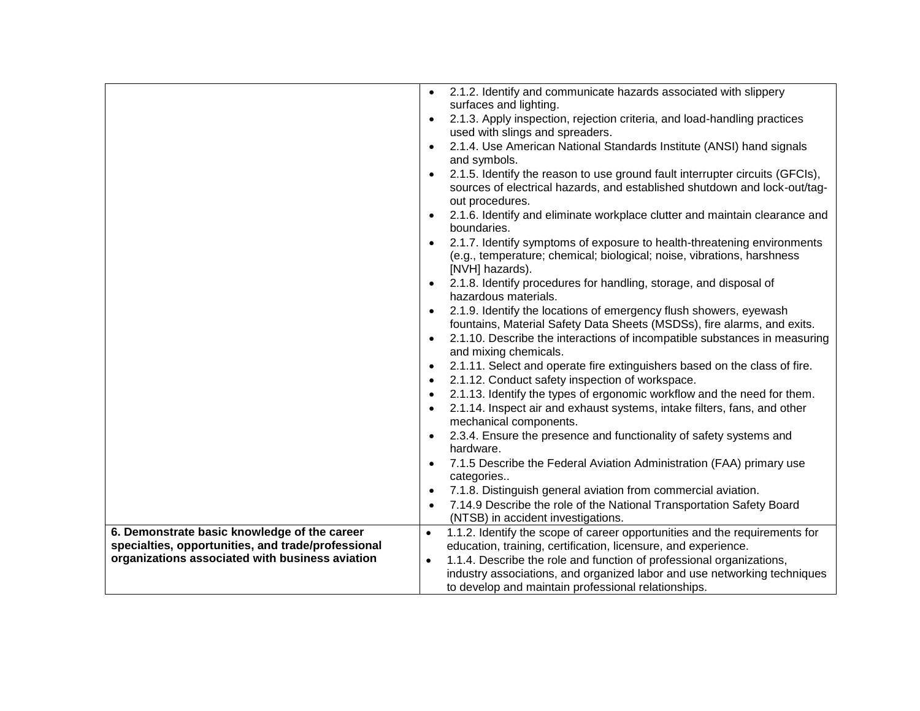| | |
|---|---|
| | • 2.1.2. Identify and communicate hazards associated with slippery surfaces and lighting.<br>• 2.1.3. Apply inspection, rejection criteria, and load-handling practices used with slings and spreaders.<br>• 2.1.4. Use American National Standards Institute (ANSI) hand signals and symbols.<br>• 2.1.5. Identify the reason to use ground fault interrupter circuits (GFCIs), sources of electrical hazards, and established shutdown and lock-out/tag-out procedures.<br>• 2.1.6. Identify and eliminate workplace clutter and maintain clearance and boundaries.<br>• 2.1.7. Identify symptoms of exposure to health-threatening environments (e.g., temperature; chemical; biological; noise, vibrations, harshness [NVH] hazards).<br>• 2.1.8. Identify procedures for handling, storage, and disposal of hazardous materials.<br>• 2.1.9. Identify the locations of emergency flush showers, eyewash fountains, Material Safety Data Sheets (MSDSs), fire alarms, and exits.<br>• 2.1.10. Describe the interactions of incompatible substances in measuring and mixing chemicals.<br>• 2.1.11. Select and operate fire extinguishers based on the class of fire.<br>• 2.1.12. Conduct safety inspection of workspace.<br>• 2.1.13. Identify the types of ergonomic workflow and the need for them.<br>• 2.1.14. Inspect air and exhaust systems, intake filters, fans, and other mechanical components.<br>• 2.3.4. Ensure the presence and functionality of safety systems and hardware.<br>• 7.1.5 Describe the Federal Aviation Administration (FAA) primary use categories..<br>• 7.1.8. Distinguish general aviation from commercial aviation.<br>• 7.14.9 Describe the role of the National Transportation Safety Board (NTSB) in accident investigations. |
| **6. Demonstrate basic knowledge of the career specialties, opportunities, and trade/professional organizations associated with business aviation** | • 1.1.2. Identify the scope of career opportunities and the requirements for education, training, certification, licensure, and experience.<br>• 1.1.4. Describe the role and function of professional organizations, industry associations, and organized labor and use networking techniques to develop and maintain professional relationships. |